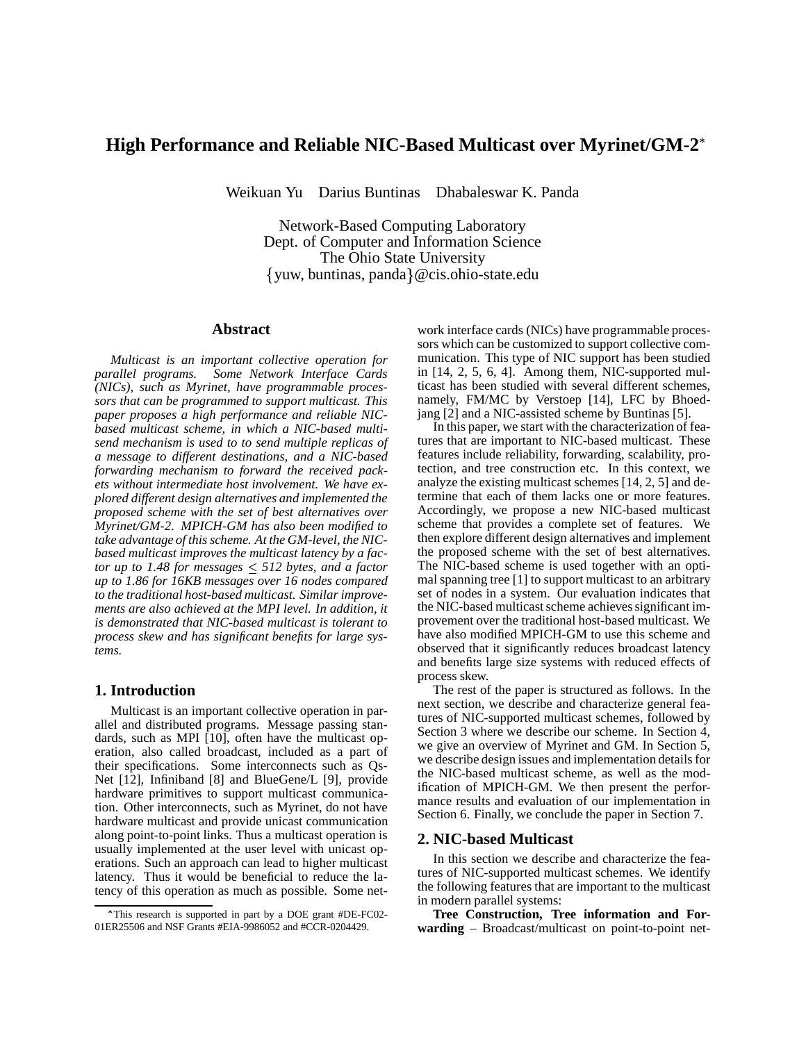# High Performance and Reliable NIC-Based Multicast over Myrinet/GM-2*

Weikuan Yu Darius Buntinas Dhabaleswar K. Panda

Network-Based Computing Laboratory
Dept. of Computer and Information Science
The Ohio State University
{yuw, buntinas, panda}@cis.ohio-state.edu

## Abstract

*Multicast is an important collective operation for parallel programs. Some Network Interface Cards (NICs), such as Myrinet, have programmable processors that can be programmed to support multicast. This paper proposes a high performance and reliable NIC-based multicast scheme, in which a NIC-based multisend mechanism is used to to send multiple replicas of a message to different destinations, and a NIC-based forwarding mechanism to forward the received packets without intermediate host involvement. We have explored different design alternatives and implemented the proposed scheme with the set of best alternatives over Myrinet/GM-2. MPICH-GM has also been modified to take advantage of this scheme. At the GM-level, the NIC-based multicast improves the multicast latency by a factor up to 1.48 for messages $\leq$ 512 bytes, and a factor up to 1.86 for 16KB messages over 16 nodes compared to the traditional host-based multicast. Similar improvements are also achieved at the MPI level. In addition, it is demonstrated that NIC-based multicast is tolerant to process skew and has significant benefits for large systems.*

## 1. Introduction

Multicast is an important collective operation in parallel and distributed programs. Message passing standards, such as MPI [10], often have the multicast operation, also called broadcast, included as a part of their specifications. Some interconnects such as QsNet [12], Infiniband [8] and BlueGene/L [9], provide hardware primitives to support multicast communication. Other interconnects, such as Myrinet, do not have hardware multicast and provide unicast communication along point-to-point links. Thus a multicast operation is usually implemented at the user level with unicast operations. Such an approach can lead to higher multicast latency. Thus it would be beneficial to reduce the latency of this operation as much as possible. Some network interface cards (NICs) have programmable processors which can be customized to support collective communication. This type of NIC support has been studied in [14, 2, 5, 6, 4]. Among them, NIC-supported multicast has been studied with several different schemes, namely, FM/MC by Verstoep [14], LFC by Bhoedjang [2] and a NIC-assisted scheme by Buntinas [5].

In this paper, we start with the characterization of features that are important to NIC-based multicast. These features include reliability, forwarding, scalability, protection, and tree construction etc. In this context, we analyze the existing multicast schemes [14, 2, 5] and determine that each of them lacks one or more features. Accordingly, we propose a new NIC-based multicast scheme that provides a complete set of features. We then explore different design alternatives and implement the proposed scheme with the set of best alternatives. The NIC-based scheme is used together with an optimal spanning tree [1] to support multicast to an arbitrary set of nodes in a system. Our evaluation indicates that the NIC-based multicast scheme achieves significant improvement over the traditional host-based multicast. We have also modified MPICH-GM to use this scheme and observed that it significantly reduces broadcast latency and benefits large size systems with reduced effects of process skew.

The rest of the paper is structured as follows. In the next section, we describe and characterize general features of NIC-supported multicast schemes, followed by Section 3 where we describe our scheme. In Section 4, we give an overview of Myrinet and GM. In Section 5, we describe design issues and implementation details for the NIC-based multicast scheme, as well as the modification of MPICH-GM. We then present the performance results and evaluation of our implementation in Section 6. Finally, we conclude the paper in Section 7.

## 2. NIC-based Multicast

In this section we describe and characterize the features of NIC-supported multicast schemes. We identify the following features that are important to the multicast in modern parallel systems:

**Tree Construction, Tree information and Forwarding** – Broadcast/multicast on point-to-point net-

*This research is supported in part by a DOE grant #DE-FC02-01ER25506 and NSF Grants #EIA-9986052 and #CCR-0204429.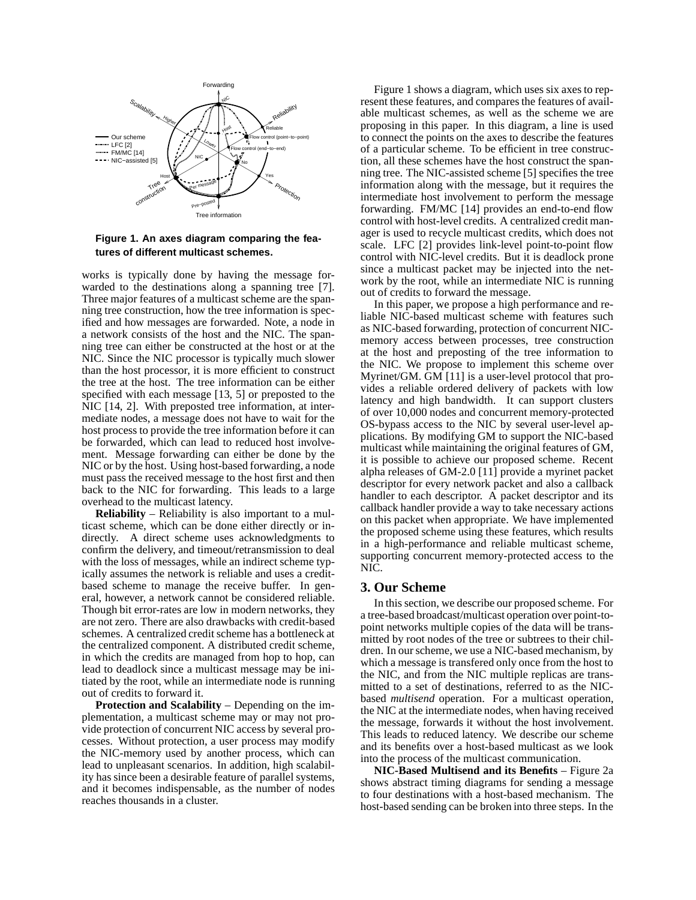Forwarding

NIC

Host

Scalability

Higher

Lower

Reliability

Reliable

Flow control (point−to−point)

Flow control (end−to−end)

No

Yes

Protection

NIC

Host

Tree construction

Per message

Pre−posted

Tree information

Our scheme

LFC [2]

FM/MC [14]

NIC−assisted [5]

**Figure 1. An axes diagram comparing the features of different multicast schemes.**

works is typically done by having the message forwarded to the destinations along a spanning tree [7]. Three major features of a multicast scheme are the spanning tree construction, how the tree information is specified and how messages are forwarded. Note, a node in a network consists of the host and the NIC. The spanning tree can either be constructed at the host or at the NIC. Since the NIC processor is typically much slower than the host processor, it is more efficient to construct the tree at the host. The tree information can be either specified with each message [13, 5] or preposted to the NIC [14, 2]. With preposted tree information, at intermediate nodes, a message does not have to wait for the host process to provide the tree information before it can be forwarded, which can lead to reduced host involvement. Message forwarding can either be done by the NIC or by the host. Using host-based forwarding, a node must pass the received message to the host first and then back to the NIC for forwarding. This leads to a large overhead to the multicast latency.

**Reliability** – Reliability is also important to a multicast scheme, which can be done either directly or indirectly. A direct scheme uses acknowledgments to confirm the delivery, and timeout/retransmission to deal with the loss of messages, while an indirect scheme typically assumes the network is reliable and uses a credit-based scheme to manage the receive buffer. In general, however, a network cannot be considered reliable. Though bit error-rates are low in modern networks, they are not zero. There are also drawbacks with credit-based schemes. A centralized credit scheme has a bottleneck at the centralized component. A distributed credit scheme, in which the credits are managed from hop to hop, can lead to deadlock since a multicast message may be initiated by the root, while an intermediate node is running out of credits to forward it.

**Protection and Scalability** – Depending on the implementation, a multicast scheme may or may not provide protection of concurrent NIC access by several processes. Without protection, a user process may modify the NIC-memory used by another process, which can lead to unpleasant scenarios. In addition, high scalability has since been a desirable feature of parallel systems, and it becomes indispensable, as the number of nodes reaches thousands in a cluster.

Figure 1 shows a diagram, which uses six axes to represent these features, and compares the features of available multicast schemes, as well as the scheme we are proposing in this paper. In this diagram, a line is used to connect the points on the axes to describe the features of a particular scheme. To be efficient in tree construction, all these schemes have the host construct the spanning tree. The NIC-assisted scheme [5] specifies the tree information along with the message, but it requires the intermediate host involvement to perform the message forwarding. FM/MC [14] provides an end-to-end flow control with host-level credits. A centralized credit manager is used to recycle multicast credits, which does not scale. LFC [2] provides link-level point-to-point flow control with NIC-level credits. But it is deadlock prone since a multicast packet may be injected into the network by the root, while an intermediate NIC is running out of credits to forward the message.

In this paper, we propose a high performance and reliable NIC-based multicast scheme with features such as NIC-based forwarding, protection of concurrent NIC-memory access between processes, tree construction at the host and preposting of the tree information to the NIC. We propose to implement this scheme over Myrinet/GM. GM [11] is a user-level protocol that provides a reliable ordered delivery of packets with low latency and high bandwidth. It can support clusters of over 10,000 nodes and concurrent memory-protected OS-bypass access to the NIC by several user-level applications. By modifying GM to support the NIC-based multicast while maintaining the original features of GM, it is possible to achieve our proposed scheme. Recent alpha releases of GM-2.0 [11] provide a myrinet packet descriptor for every network packet and also a callback handler to each descriptor. A packet descriptor and its callback handler provide a way to take necessary actions on this packet when appropriate. We have implemented the proposed scheme using these features, which results in a high-performance and reliable multicast scheme, supporting concurrent memory-protected access to the NIC.

## 3. Our Scheme

In this section, we describe our proposed scheme. For a tree-based broadcast/multicast operation over point-to-point networks multiple copies of the data will be transmitted by root nodes of the tree or subtrees to their children. In our scheme, we use a NIC-based mechanism, by which a message is transfered only once from the host to the NIC, and from the NIC multiple replicas are transmitted to a set of destinations, referred to as the NIC-based *multisend* operation. For a multicast operation, the NIC at the intermediate nodes, when having received the message, forwards it without the host involvement. This leads to reduced latency. We describe our scheme and its benefits over a host-based multicast as we look into the process of the multicast communication.

**NIC-Based Multisend and its Benefits** – Figure 2a shows abstract timing diagrams for sending a message to four destinations with a host-based mechanism. The host-based sending can be broken into three steps. In the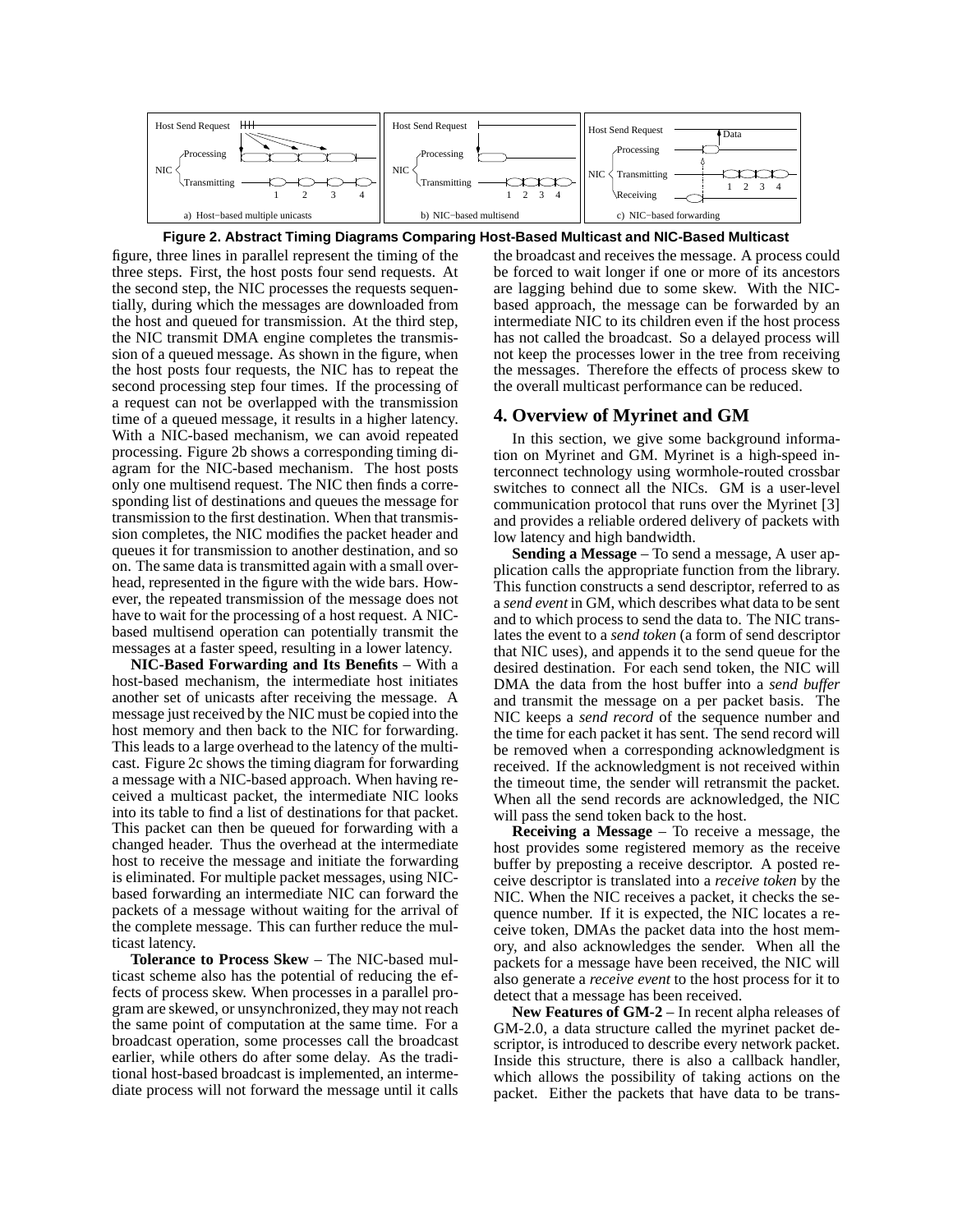Host Send Request

Processing

NIC

Transmitting

1 2 3 4

a) Host−based multiple unicasts

Host Send Request

Processing

NIC

Transmitting

1 2 3 4

b) NIC−based multisend

Host Send Request

Data

Processing

NIC Transmitting

1 2 3 4

Receiving

c) NIC−based forwarding

**Figure 2. Abstract Timing Diagrams Comparing Host-Based Multicast and NIC-Based Multicast**

figure, three lines in parallel represent the timing of the three steps. First, the host posts four send requests. At the second step, the NIC processes the requests sequentially, during which the messages are downloaded from the host and queued for transmission. At the third step, the NIC transmit DMA engine completes the transmission of a queued message. As shown in the figure, when the host posts four requests, the NIC has to repeat the second processing step four times. If the processing of a request can not be overlapped with the transmission time of a queued message, it results in a higher latency. With a NIC-based mechanism, we can avoid repeated processing. Figure 2b shows a corresponding timing diagram for the NIC-based mechanism. The host posts only one multisend request. The NIC then finds a corresponding list of destinations and queues the message for transmission to the first destination. When that transmission completes, the NIC modifies the packet header and queues it for transmission to another destination, and so on. The same data is transmitted again with a small overhead, represented in the figure with the wide bars. However, the repeated transmission of the message does not have to wait for the processing of a host request. A NIC-based multisend operation can potentially transmit the messages at a faster speed, resulting in a lower latency.

**NIC-Based Forwarding and Its Benefits** – With a host-based mechanism, the intermediate host initiates another set of unicasts after receiving the message. A message just received by the NIC must be copied into the host memory and then back to the NIC for forwarding. This leads to a large overhead to the latency of the multicast. Figure 2c shows the timing diagram for forwarding a message with a NIC-based approach. When having received a multicast packet, the intermediate NIC looks into its table to find a list of destinations for that packet. This packet can then be queued for forwarding with a changed header. Thus the overhead at the intermediate host to receive the message and initiate the forwarding is eliminated. For multiple packet messages, using NIC-based forwarding an intermediate NIC can forward the packets of a message without waiting for the arrival of the complete message. This can further reduce the multicast latency.

**Tolerance to Process Skew** – The NIC-based multicast scheme also has the potential of reducing the effects of process skew. When processes in a parallel program are skewed, or unsynchronized, they may not reach the same point of computation at the same time. For a broadcast operation, some processes call the broadcast earlier, while others do after some delay. As the traditional host-based broadcast is implemented, an intermediate process will not forward the message until it calls the broadcast and receives the message. A process could be forced to wait longer if one or more of its ancestors are lagging behind due to some skew. With the NIC-based approach, the message can be forwarded by an intermediate NIC to its children even if the host process has not called the broadcast. So a delayed process will not keep the processes lower in the tree from receiving the messages. Therefore the effects of process skew to the overall multicast performance can be reduced.

## 4. Overview of Myrinet and GM

In this section, we give some background information on Myrinet and GM. Myrinet is a high-speed interconnect technology using wormhole-routed crossbar switches to connect all the NICs. GM is a user-level communication protocol that runs over the Myrinet [3] and provides a reliable ordered delivery of packets with low latency and high bandwidth.

**Sending a Message** – To send a message, A user application calls the appropriate function from the library. This function constructs a send descriptor, referred to as a *send event* in GM, which describes what data to be sent and to which process to send the data to. The NIC translates the event to a *send token* (a form of send descriptor that NIC uses), and appends it to the send queue for the desired destination. For each send token, the NIC will DMA the data from the host buffer into a *send buffer* and transmit the message on a per packet basis. The NIC keeps a *send record* of the sequence number and the time for each packet it has sent. The send record will be removed when a corresponding acknowledgment is received. If the acknowledgment is not received within the timeout time, the sender will retransmit the packet. When all the send records are acknowledged, the NIC will pass the send token back to the host.

**Receiving a Message** – To receive a message, the host provides some registered memory as the receive buffer by preposting a receive descriptor. A posted receive descriptor is translated into a *receive token* by the NIC. When the NIC receives a packet, it checks the sequence number. If it is expected, the NIC locates a receive token, DMAs the packet data into the host memory, and also acknowledges the sender. When all the packets for a message have been received, the NIC will also generate a *receive event* to the host process for it to detect that a message has been received.

**New Features of GM-2** – In recent alpha releases of GM-2.0, a data structure called the myrinet packet descriptor, is introduced to describe every network packet. Inside this structure, there is also a callback handler, which allows the possibility of taking actions on the packet. Either the packets that have data to be trans-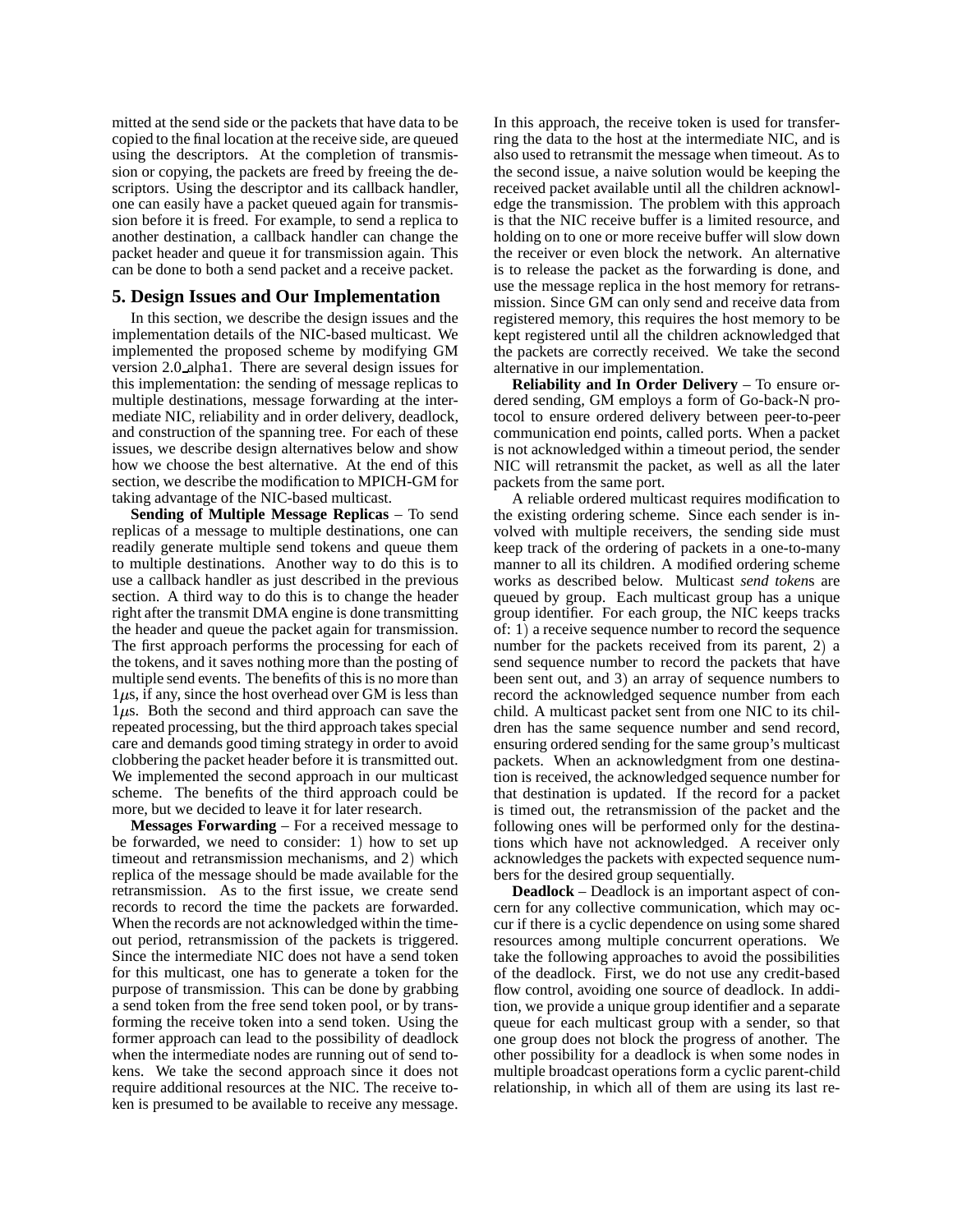mitted at the send side or the packets that have data to be copied to the final location at the receive side, are queued using the descriptors. At the completion of transmission or copying, the packets are freed by freeing the descriptors. Using the descriptor and its callback handler, one can easily have a packet queued again for transmission before it is freed. For example, to send a replica to another destination, a callback handler can change the packet header and queue it for transmission again. This can be done to both a send packet and a receive packet.

## 5. Design Issues and Our Implementation

In this section, we describe the design issues and the implementation details of the NIC-based multicast. We implemented the proposed scheme by modifying GM version 2.0_alpha1. There are several design issues for this implementation: the sending of message replicas to multiple destinations, message forwarding at the intermediate NIC, reliability and in order delivery, deadlock, and construction of the spanning tree. For each of these issues, we describe design alternatives below and show how we choose the best alternative. At the end of this section, we describe the modification to MPICH-GM for taking advantage of the NIC-based multicast.

**Sending of Multiple Message Replicas** – To send replicas of a message to multiple destinations, one can readily generate multiple send tokens and queue them to multiple destinations. Another way to do this is to use a callback handler as just described in the previous section. A third way to do this is to change the header right after the transmit DMA engine is done transmitting the header and queue the packet again for transmission. The first approach performs the processing for each of the tokens, and it saves nothing more than the posting of multiple send events. The benefits of this is no more than $1\mu$s, if any, since the host overhead over GM is less than $1\mu$s. Both the second and third approach can save the repeated processing, but the third approach takes special care and demands good timing strategy in order to avoid clobbering the packet header before it is transmitted out. We implemented the second approach in our multicast scheme. The benefits of the third approach could be more, but we decided to leave it for later research.

**Messages Forwarding** – For a received message to be forwarded, we need to consider: 1) how to set up timeout and retransmission mechanisms, and 2) which replica of the message should be made available for the retransmission. As to the first issue, we create send records to record the time the packets are forwarded. When the records are not acknowledged within the timeout period, retransmission of the packets is triggered. Since the intermediate NIC does not have a send token for this multicast, one has to generate a token for the purpose of transmission. This can be done by grabbing a send token from the free send token pool, or by transforming the receive token into a send token. Using the former approach can lead to the possibility of deadlock when the intermediate nodes are running out of send tokens. We take the second approach since it does not require additional resources at the NIC. The receive token is presumed to be available to receive any message. In this approach, the receive token is used for transferring the data to the host at the intermediate NIC, and is also used to retransmit the message when timeout. As to the second issue, a naive solution would be keeping the received packet available until all the children acknowledge the transmission. The problem with this approach is that the NIC receive buffer is a limited resource, and holding on to one or more receive buffer will slow down the receiver or even block the network. An alternative is to release the packet as the forwarding is done, and use the message replica in the host memory for retransmission. Since GM can only send and receive data from registered memory, this requires the host memory to be kept registered until all the children acknowledged that the packets are correctly received. We take the second alternative in our implementation.

**Reliability and In Order Delivery** – To ensure ordered sending, GM employs a form of Go-back-N protocol to ensure ordered delivery between peer-to-peer communication end points, called ports. When a packet is not acknowledged within a timeout period, the sender NIC will retransmit the packet, as well as all the later packets from the same port.

A reliable ordered multicast requires modification to the existing ordering scheme. Since each sender is involved with multiple receivers, the sending side must keep track of the ordering of packets in a one-to-many manner to all its children. A modified ordering scheme works as described below. Multicast *send token*s are queued by group. Each multicast group has a unique group identifier. For each group, the NIC keeps tracks of: 1) a receive sequence number to record the sequence number for the packets received from its parent, 2) a send sequence number to record the packets that have been sent out, and 3) an array of sequence numbers to record the acknowledged sequence number from each child. A multicast packet sent from one NIC to its children has the same sequence number and send record, ensuring ordered sending for the same group's multicast packets. When an acknowledgment from one destination is received, the acknowledged sequence number for that destination is updated. If the record for a packet is timed out, the retransmission of the packet and the following ones will be performed only for the destinations which have not acknowledged. A receiver only acknowledges the packets with expected sequence numbers for the desired group sequentially.

**Deadlock** – Deadlock is an important aspect of concern for any collective communication, which may occur if there is a cyclic dependence on using some shared resources among multiple concurrent operations. We take the following approaches to avoid the possibilities of the deadlock. First, we do not use any credit-based flow control, avoiding one source of deadlock. In addition, we provide a unique group identifier and a separate queue for each multicast group with a sender, so that one group does not block the progress of another. The other possibility for a deadlock is when some nodes in multiple broadcast operations form a cyclic parent-child relationship, in which all of them are using its last re-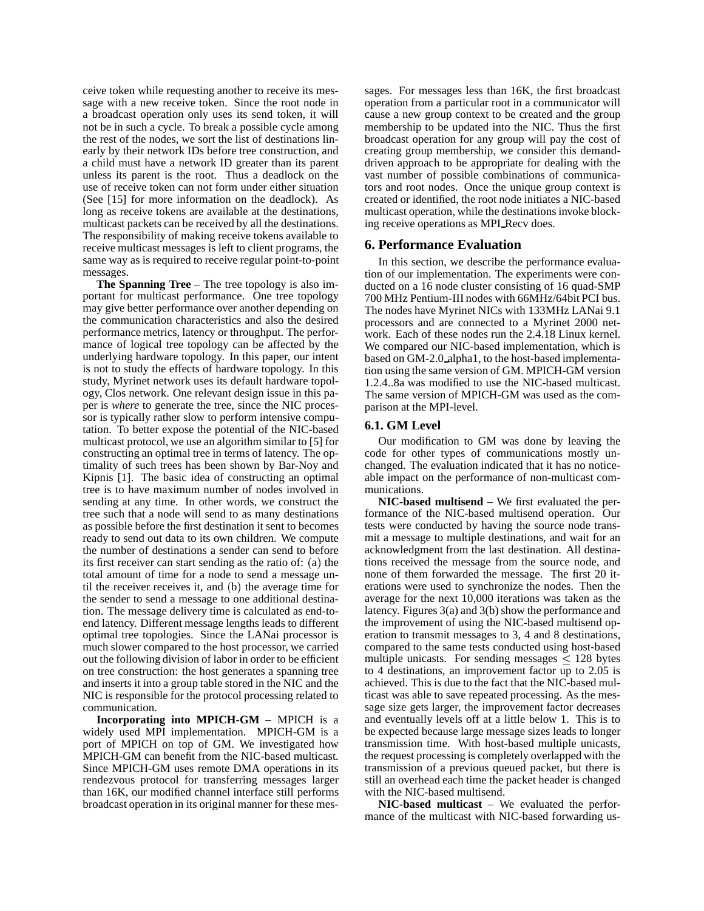ceive token while requesting another to receive its message with a new receive token. Since the root node in a broadcast operation only uses its send token, it will not be in such a cycle. To break a possible cycle among the rest of the nodes, we sort the list of destinations linearly by their network IDs before tree construction, and a child must have a network ID greater than its parent unless its parent is the root. Thus a deadlock on the use of receive token can not form under either situation (See [15] for more information on the deadlock). As long as receive tokens are available at the destinations, multicast packets can be received by all the destinations. The responsibility of making receive tokens available to receive multicast messages is left to client programs, the same way as is required to receive regular point-to-point messages.

**The Spanning Tree** – The tree topology is also important for multicast performance. One tree topology may give better performance over another depending on the communication characteristics and also the desired performance metrics, latency or throughput. The performance of logical tree topology can be affected by the underlying hardware topology. In this paper, our intent is not to study the effects of hardware topology. In this study, Myrinet network uses its default hardware topology, Clos network. One relevant design issue in this paper is *where* to generate the tree, since the NIC processor is typically rather slow to perform intensive computation. To better expose the potential of the NIC-based multicast protocol, we use an algorithm similar to [5] for constructing an optimal tree in terms of latency. The optimality of such trees has been shown by Bar-Noy and Kipnis [1]. The basic idea of constructing an optimal tree is to have maximum number of nodes involved in sending at any time. In other words, we construct the tree such that a node will send to as many destinations as possible before the first destination it sent to becomes ready to send out data to its own children. We compute the number of destinations a sender can send to before its first receiver can start sending as the ratio of: (a) the total amount of time for a node to send a message until the receiver receives it, and (b) the average time for the sender to send a message to one additional destination. The message delivery time is calculated as end-to-end latency. Different message lengths leads to different optimal tree topologies. Since the LANai processor is much slower compared to the host processor, we carried out the following division of labor in order to be efficient on tree construction: the host generates a spanning tree and inserts it into a group table stored in the NIC and the NIC is responsible for the protocol processing related to communication.

**Incorporating into MPICH-GM** – MPICH is a widely used MPI implementation. MPICH-GM is a port of MPICH on top of GM. We investigated how MPICH-GM can benefit from the NIC-based multicast. Since MPICH-GM uses remote DMA operations in its rendezvous protocol for transferring messages larger than 16K, our modified channel interface still performs broadcast operation in its original manner for these messages. For messages less than 16K, the first broadcast operation from a particular root in a communicator will cause a new group context to be created and the group membership to be updated into the NIC. Thus the first broadcast operation for any group will pay the cost of creating group membership, we consider this demand-driven approach to be appropriate for dealing with the vast number of possible combinations of communicators and root nodes. Once the unique group context is created or identified, the root node initiates a NIC-based multicast operation, while the destinations invoke blocking receive operations as MPI_Recv does.

## 6. Performance Evaluation

In this section, we describe the performance evaluation of our implementation. The experiments were conducted on a 16 node cluster consisting of 16 quad-SMP 700 MHz Pentium-III nodes with 66MHz/64bit PCI bus. The nodes have Myrinet NICs with 133MHz LANai 9.1 processors and are connected to a Myrinet 2000 network. Each of these nodes run the 2.4.18 Linux kernel. We compared our NIC-based implementation, which is based on GM-2.0_alpha1, to the host-based implementation using the same version of GM. MPICH-GM version 1.2.4..8a was modified to use the NIC-based multicast. The same version of MPICH-GM was used as the comparison at the MPI-level.

### 6.1. GM Level

Our modification to GM was done by leaving the code for other types of communications mostly unchanged. The evaluation indicated that it has no noticeable impact on the performance of non-multicast communications.

**NIC-based multisend** – We first evaluated the performance of the NIC-based multisend operation. Our tests were conducted by having the source node transmit a message to multiple destinations, and wait for an acknowledgment from the last destination. All destinations received the message from the source node, and none of them forwarded the message. The first 20 iterations were used to synchronize the nodes. Then the average for the next 10,000 iterations was taken as the latency. Figures 3(a) and 3(b) show the performance and the improvement of using the NIC-based multisend operation to transmit messages to 3, 4 and 8 destinations, compared to the same tests conducted using host-based multiple unicasts. For sending messages $\leq$ 128 bytes to 4 destinations, an improvement factor up to 2.05 is achieved. This is due to the fact that the NIC-based multicast was able to save repeated processing. As the message size gets larger, the improvement factor decreases and eventually levels off at a little below 1. This is to be expected because large message sizes leads to longer transmission time. With host-based multiple unicasts, the request processing is completely overlapped with the transmission of a previous queued packet, but there is still an overhead each time the packet header is changed with the NIC-based multisend.

**NIC-based multicast** – We evaluated the performance of the multicast with NIC-based forwarding us-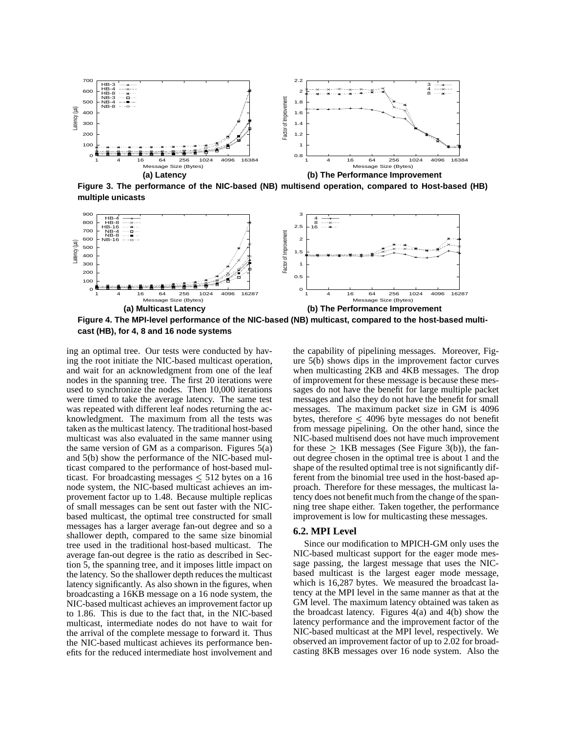(a) Latency

(b) The Performance Improvement

**Figure 3. The performance of the NIC-based (NB) multisend operation, compared to Host-based (HB) multiple unicasts**

(a) Multicast Latency

(b) The Performance Improvement

**Figure 4. The MPI-level performance of the NIC-based (NB) multicast, compared to the host-based multicast (HB), for 4, 8 and 16 node systems**

ing an optimal tree. Our tests were conducted by having the root initiate the NIC-based multicast operation, and wait for an acknowledgment from one of the leaf nodes in the spanning tree. The first 20 iterations were used to synchronize the nodes. Then 10,000 iterations were timed to take the average latency. The same test was repeated with different leaf nodes returning the acknowledgment. The maximum from all the tests was taken as the multicast latency. The traditional host-based multicast was also evaluated in the same manner using the same version of GM as a comparison. Figures 5(a) and 5(b) show the performance of the NIC-based multicast compared to the performance of host-based multicast. For broadcasting messages $\leq$ 512 bytes on a 16 node system, the NIC-based multicast achieves an improvement factor up to 1.48. Because multiple replicas of small messages can be sent out faster with the NIC-based multicast, the optimal tree constructed for small messages has a larger average fan-out degree and so a shallower depth, compared to the same size binomial tree used in the traditional host-based multicast. The average fan-out degree is the ratio as described in Section 5, the spanning tree, and it imposes little impact on the latency. So the shallower depth reduces the multicast latency significantly. As also shown in the figures, when broadcasting a 16KB message on a 16 node system, the NIC-based multicast achieves an improvement factor up to 1.86. This is due to the fact that, in the NIC-based multicast, intermediate nodes do not have to wait for the arrival of the complete message to forward it. Thus the NIC-based multicast achieves its performance benefits for the reduced intermediate host involvement and the capability of pipelining messages. Moreover, Figure 5(b) shows dips in the improvement factor curves when multicasting 2KB and 4KB messages. The drop of improvement for these message is because these messages do not have the benefit for large multiple packet messages and also they do not have the benefit for small messages. The maximum packet size in GM is 4096 bytes, therefore $\leq$ 4096 byte messages do not benefit from message pipelining. On the other hand, since the NIC-based multisend does not have much improvement for these $\geq$ 1KB messages (See Figure 3(b)), the fan-out degree chosen in the optimal tree is about 1 and the shape of the resulted optimal tree is not significantly different from the binomial tree used in the host-based approach. Therefore for these messages, the multicast latency does not benefit much from the change of the spanning tree shape either. Taken together, the performance improvement is low for multicasting these messages.

### 6.2. MPI Level

Since our modification to MPICH-GM only uses the NIC-based multicast support for the eager mode message passing, the largest message that uses the NIC-based multicast is the largest eager mode message, which is 16,287 bytes. We measured the broadcast latency at the MPI level in the same manner as that at the GM level. The maximum latency obtained was taken as the broadcast latency. Figures 4(a) and 4(b) show the latency performance and the improvement factor of the NIC-based multicast at the MPI level, respectively. We observed an improvement factor of up to 2.02 for broadcasting 8KB messages over 16 node system. Also the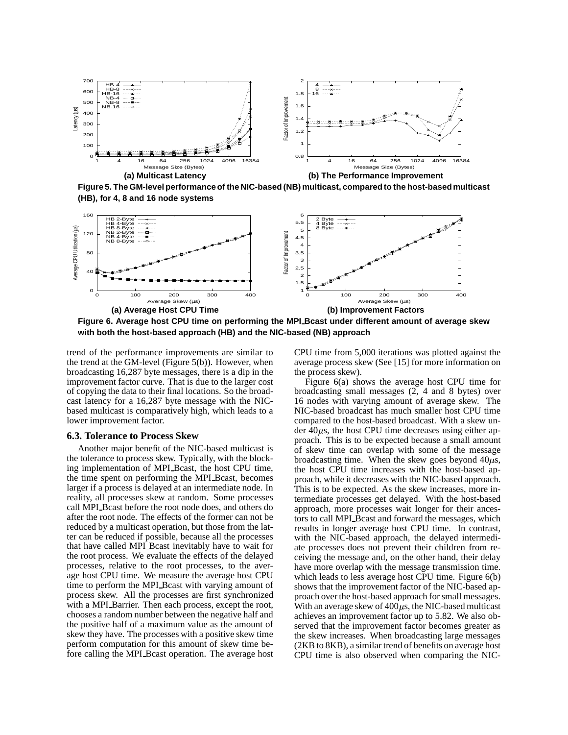**(a) Multicast Latency** **(b) The Performance Improvement**

**Figure 5. The GM-level performance of the NIC-based (NB) multicast, compared to the host-based multicast (HB), for 4, 8 and 16 node systems**

**(a) Average Host CPU Time** **(b) Improvement Factors**

**Figure 6. Average host CPU time on performing the MPI_Bcast under different amount of average skew with both the host-based approach (HB) and the NIC-based (NB) approach**

trend of the performance improvements are similar to the trend at the GM-level (Figure 5(b)). However, when broadcasting 16,287 byte messages, there is a dip in the improvement factor curve. That is due to the larger cost of copying the data to their final locations. So the broadcast latency for a 16,287 byte message with the NIC-based multicast is comparatively high, which leads to a lower improvement factor.

### 6.3. Tolerance to Process Skew

Another major benefit of the NIC-based multicast is the tolerance to process skew. Typically, with the blocking implementation of MPI_Bcast, the host CPU time, the time spent on performing the MPI_Bcast, becomes larger if a process is delayed at an intermediate node. In reality, all processes skew at random. Some processes call MPI_Bcast before the root node does, and others do after the root node. The effects of the former can not be reduced by a multicast operation, but those from the latter can be reduced if possible, because all the processes that have called MPI_Bcast inevitably have to wait for the root process. We evaluate the effects of the delayed processes, relative to the root processes, to the average host CPU time. We measure the average host CPU time to perform the MPI_Bcast with varying amount of process skew. All the processes are first synchronized with a MPI_Barrier. Then each process, except the root, chooses a random number between the negative half and the positive half of a maximum value as the amount of skew they have. The processes with a positive skew time perform computation for this amount of skew time before calling the MPI_Bcast operation. The average host CPU time from 5,000 iterations was plotted against the average process skew (See [15] for more information on the process skew).

Figure 6(a) shows the average host CPU time for broadcasting small messages (2, 4 and 8 bytes) over 16 nodes with varying amount of average skew. The NIC-based broadcast has much smaller host CPU time compared to the host-based broadcast. With a skew under $40\mu s$, the host CPU time decreases using either approach. This is to be expected because a small amount of skew time can overlap with some of the message broadcasting time. When the skew goes beyond $40\mu s$, the host CPU time increases with the host-based approach, while it decreases with the NIC-based approach. This is to be expected. As the skew increases, more intermediate processes get delayed. With the host-based approach, more processes wait longer for their ancestors to call MPI_Bcast and forward the messages, which results in longer average host CPU time. In contrast, with the NIC-based approach, the delayed intermediate processes does not prevent their children from receiving the message and, on the other hand, their delay have more overlap with the message transmission time. which leads to less average host CPU time. Figure 6(b) shows that the improvement factor of the NIC-based approach over the host-based approach for small messages. With an average skew of $400\mu s$, the NIC-based multicast achieves an improvement factor up to 5.82. We also observed that the improvement factor becomes greater as the skew increases. When broadcasting large messages (2KB to 8KB), a similar trend of benefits on average host CPU time is also observed when comparing the NIC-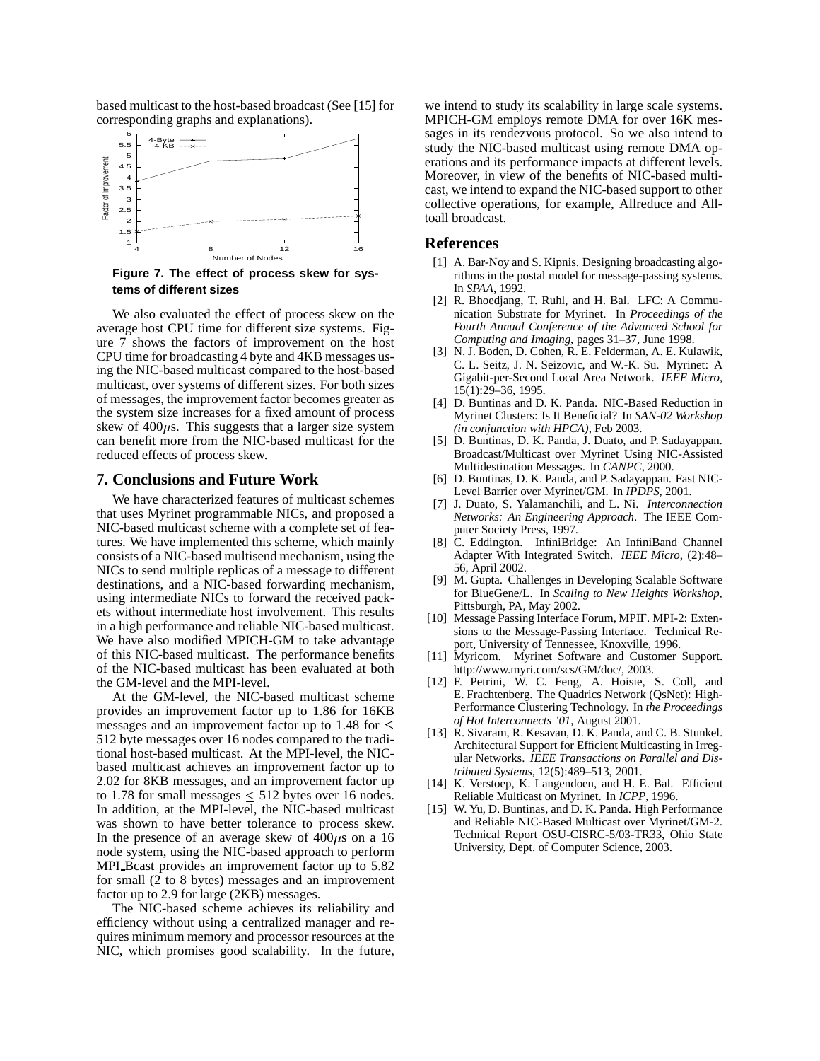based multicast to the host-based broadcast (See [15] for corresponding graphs and explanations).

6
5.5
5
4.5
4
3.5
3
2.5
2
1.5
1
Factor of Improvement
4-Byte
4-KB
4
8
12
16
Number of Nodes

**Figure 7. The effect of process skew for systems of different sizes**

We also evaluated the effect of process skew on the average host CPU time for different size systems. Figure 7 shows the factors of improvement on the host CPU time for broadcasting 4 byte and 4KB messages using the NIC-based multicast compared to the host-based multicast, over systems of different sizes. For both sizes of messages, the improvement factor becomes greater as the system size increases for a fixed amount of process skew of $400\mu$s. This suggests that a larger size system can benefit more from the NIC-based multicast for the reduced effects of process skew.

## 7. Conclusions and Future Work

We have characterized features of multicast schemes that uses Myrinet programmable NICs, and proposed a NIC-based multicast scheme with a complete set of features. We have implemented this scheme, which mainly consists of a NIC-based multisend mechanism, using the NICs to send multiple replicas of a message to different destinations, and a NIC-based forwarding mechanism, using intermediate NICs to forward the received packets without intermediate host involvement. This results in a high performance and reliable NIC-based multicast. We have also modified MPICH-GM to take advantage of this NIC-based multicast. The performance benefits of the NIC-based multicast has been evaluated at both the GM-level and the MPI-level.

At the GM-level, the NIC-based multicast scheme provides an improvement factor up to 1.86 for 16KB messages and an improvement factor up to 1.48 for $\leq$ 512 byte messages over 16 nodes compared to the traditional host-based multicast. At the MPI-level, the NIC-based multicast achieves an improvement factor up to 2.02 for 8KB messages, and an improvement factor up to 1.78 for small messages $\leq$ 512 bytes over 16 nodes. In addition, at the MPI-level, the NIC-based multicast was shown to have better tolerance to process skew. In the presence of an average skew of $400\mu$s on a 16 node system, using the NIC-based approach to perform MPI_Bcast provides an improvement factor up to 5.82 for small (2 to 8 bytes) messages and an improvement factor up to 2.9 for large (2KB) messages.

The NIC-based scheme achieves its reliability and efficiency without using a centralized manager and requires minimum memory and processor resources at the NIC, which promises good scalability. In the future, we intend to study its scalability in large scale systems. MPICH-GM employs remote DMA for over 16K messages in its rendezvous protocol. So we also intend to study the NIC-based multicast using remote DMA operations and its performance impacts at different levels. Moreover, in view of the benefits of NIC-based multicast, we intend to expand the NIC-based support to other collective operations, for example, Allreduce and Alltoall broadcast.

## References

[1] A. Bar-Noy and S. Kipnis. Designing broadcasting algorithms in the postal model for message-passing systems. In *SPAA*, 1992.

[2] R. Bhoedjang, T. Ruhl, and H. Bal. LFC: A Communication Substrate for Myrinet. In *Proceedings of the Fourth Annual Conference of the Advanced School for Computing and Imaging*, pages 31–37, June 1998.

[3] N. J. Boden, D. Cohen, R. E. Felderman, A. E. Kulawik, C. L. Seitz, J. N. Seizovic, and W.-K. Su. Myrinet: A Gigabit-per-Second Local Area Network. *IEEE Micro*, 15(1):29–36, 1995.

[4] D. Buntinas and D. K. Panda. NIC-Based Reduction in Myrinet Clusters: Is It Beneficial? In *SAN-02 Workshop (in conjunction with HPCA)*, Feb 2003.

[5] D. Buntinas, D. K. Panda, J. Duato, and P. Sadayappan. Broadcast/Multicast over Myrinet Using NIC-Assisted Multidestination Messages. In *CANPC*, 2000.

[6] D. Buntinas, D. K. Panda, and P. Sadayappan. Fast NIC-Level Barrier over Myrinet/GM. In *IPDPS*, 2001.

[7] J. Duato, S. Yalamanchili, and L. Ni. *Interconnection Networks: An Engineering Approach*. The IEEE Computer Society Press, 1997.

[8] C. Eddington. InfiniBridge: An InfiniBand Channel Adapter With Integrated Switch. *IEEE Micro*, (2):48–56, April 2002.

[9] M. Gupta. Challenges in Developing Scalable Software for BlueGene/L. In *Scaling to New Heights Workshop*, Pittsburgh, PA, May 2002.

[10] Message Passing Interface Forum, MPIF. MPI-2: Extensions to the Message-Passing Interface. Technical Report, University of Tennessee, Knoxville, 1996.

[11] Myricom. Myrinet Software and Customer Support. http://www.myri.com/scs/GM/doc/, 2003.

[12] F. Petrini, W. C. Feng, A. Hoisie, S. Coll, and E. Frachtenberg. The Quadrics Network (QsNet): High-Performance Clustering Technology. In *the Proceedings of Hot Interconnects '01*, August 2001.

[13] R. Sivaram, R. Kesavan, D. K. Panda, and C. B. Stunkel. Architectural Support for Efficient Multicasting in Irregular Networks. *IEEE Transactions on Parallel and Distributed Systems*, 12(5):489–513, 2001.

[14] K. Verstoep, K. Langendoen, and H. E. Bal. Efficient Reliable Multicast on Myrinet. In *ICPP*, 1996.

[15] W. Yu, D. Buntinas, and D. K. Panda. High Performance and Reliable NIC-Based Multicast over Myrinet/GM-2. Technical Report OSU-CISRC-5/03-TR33, Ohio State University, Dept. of Computer Science, 2003.